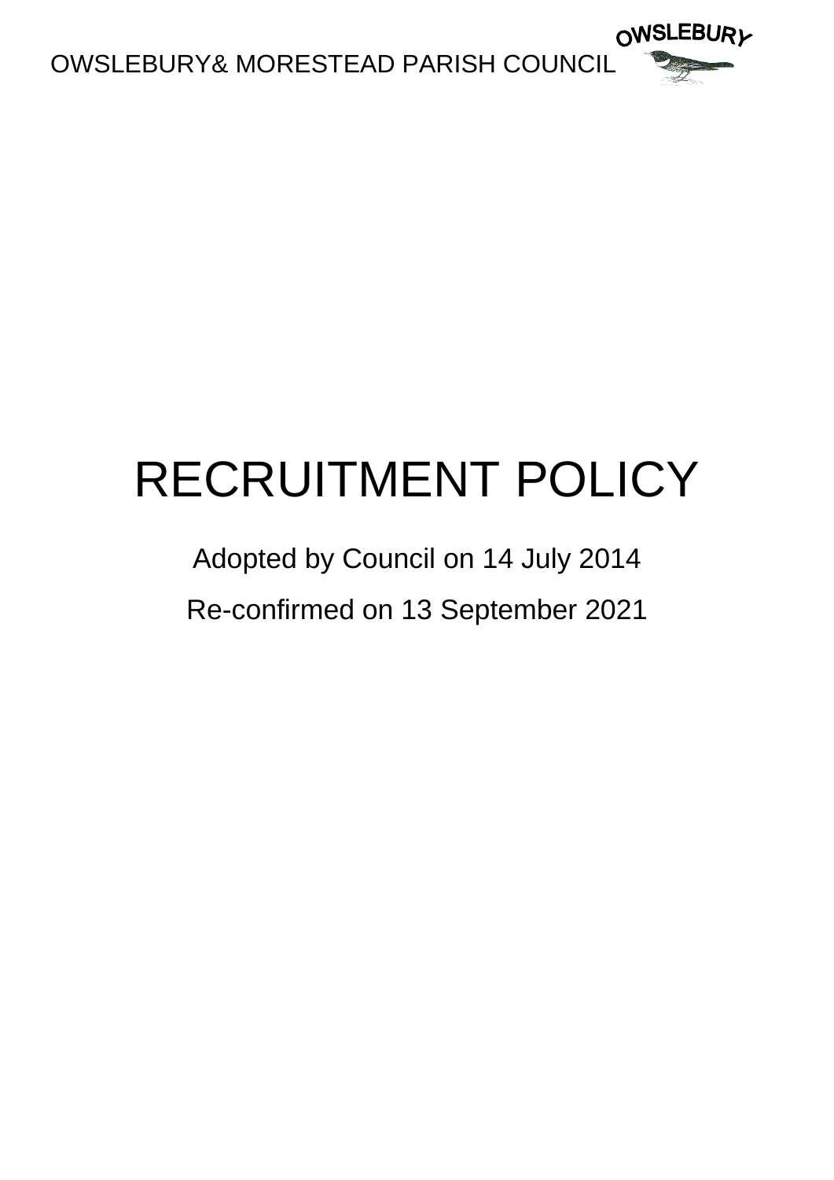OWSLEBURY& MORESTEAD PARISH COUNCIL

OWSLEBURY

# RECRUITMENT POLICY

Adopted by Council on 14 July 2014

Re-confirmed on 13 September 2021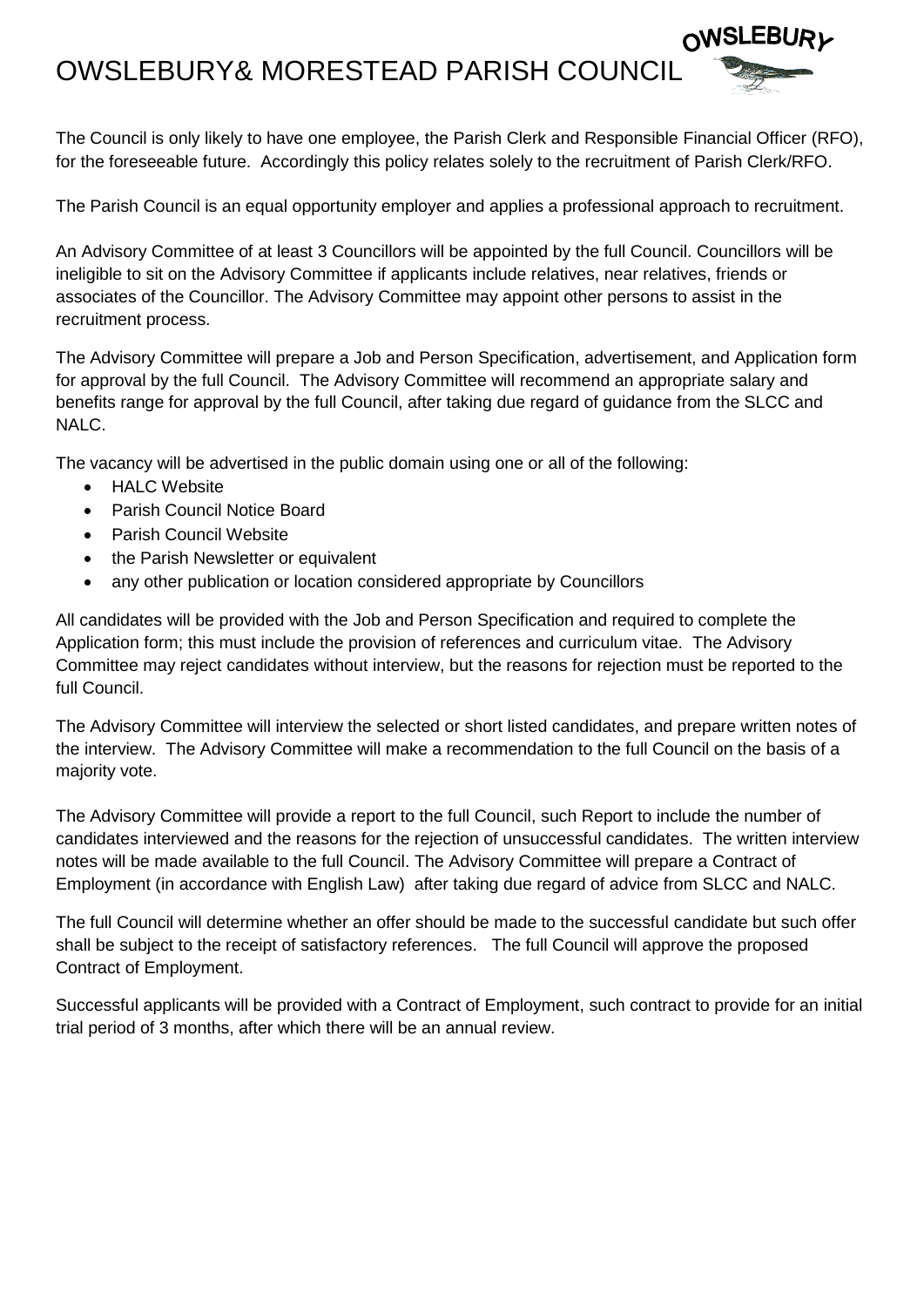# OWSLEBURY& MORESTEAD PARISH COUNCIL

OWSLEBURY

The Council is only likely to have one employee, the Parish Clerk and Responsible Financial Officer (RFO), for the foreseeable future. Accordingly this policy relates solely to the recruitment of Parish Clerk/RFO.

The Parish Council is an equal opportunity employer and applies a professional approach to recruitment.

An Advisory Committee of at least 3 Councillors will be appointed by the full Council. Councillors will be ineligible to sit on the Advisory Committee if applicants include relatives, near relatives, friends or associates of the Councillor. The Advisory Committee may appoint other persons to assist in the recruitment process.

The Advisory Committee will prepare a Job and Person Specification, advertisement, and Application form for approval by the full Council. The Advisory Committee will recommend an appropriate salary and benefits range for approval by the full Council, after taking due regard of guidance from the SLCC and NALC.

The vacancy will be advertised in the public domain using one or all of the following:

- HALC Website
- Parish Council Notice Board
- Parish Council Website
- the Parish Newsletter or equivalent
- any other publication or location considered appropriate by Councillors

All candidates will be provided with the Job and Person Specification and required to complete the Application form; this must include the provision of references and curriculum vitae. The Advisory Committee may reject candidates without interview, but the reasons for rejection must be reported to the full Council.

The Advisory Committee will interview the selected or short listed candidates, and prepare written notes of the interview. The Advisory Committee will make a recommendation to the full Council on the basis of a majority vote.

The Advisory Committee will provide a report to the full Council, such Report to include the number of candidates interviewed and the reasons for the rejection of unsuccessful candidates. The written interview notes will be made available to the full Council. The Advisory Committee will prepare a Contract of Employment (in accordance with English Law) after taking due regard of advice from SLCC and NALC.

The full Council will determine whether an offer should be made to the successful candidate but such offer shall be subject to the receipt of satisfactory references. The full Council will approve the proposed Contract of Employment.

Successful applicants will be provided with a Contract of Employment, such contract to provide for an initial trial period of 3 months, after which there will be an annual review.